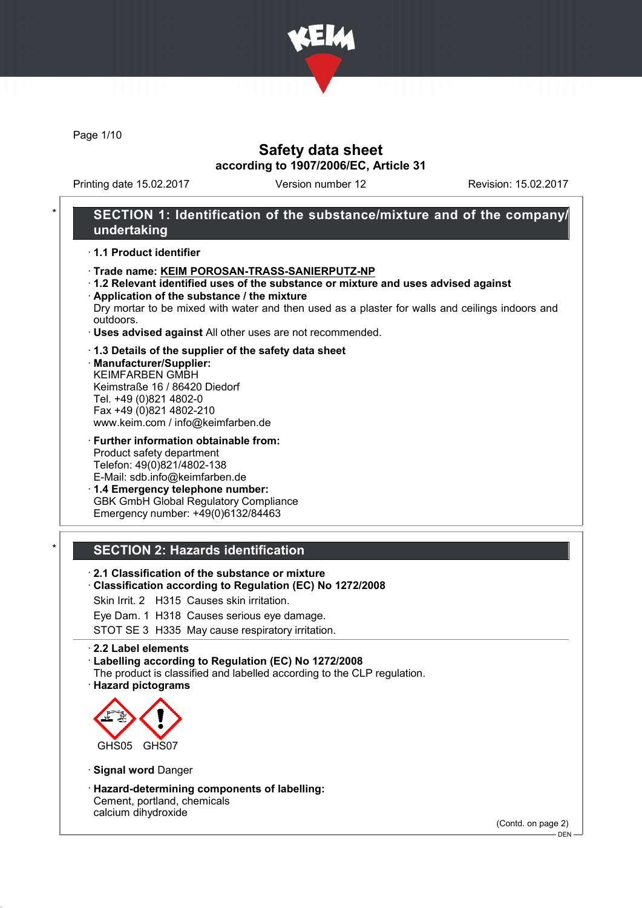# Safety data sheet

**according to 1907/2006/EC, Article 31**

Printing date 15.02.2017 | Version number 12 | Revision: 15.02.2017

## * SECTION 1: Identification of the substance/mixture and of the company/undertaking

· **1.1 Product identifier**

· **Trade name: KEIM POROSAN-TRASS-SANIERPUTZ-NP**

· **1.2 Relevant identified uses of the substance or mixture and uses advised against**

· **Application of the substance / the mixture**
Dry mortar to be mixed with water and then used as a plaster for walls and ceilings indoors and outdoors.

· **Uses advised against** All other uses are not recommended.

· **1.3 Details of the supplier of the safety data sheet**

· **Manufacturer/Supplier:**
KEIMFARBEN GMBH
Keimstraße 16 / 86420 Diedorf
Tel. +49 (0)821 4802-0
Fax +49 (0)821 4802-210
www.keim.com / info@keimfarben.de

· **Further information obtainable from:**
Product safety department
Telefon: 49(0)821/4802-138
E-Mail: sdb.info@keimfarben.de

· **1.4 Emergency telephone number:**
GBK GmbH Global Regulatory Compliance
Emergency number: +49(0)6132/84463

## * SECTION 2: Hazards identification

· **2.1 Classification of the substance or mixture**

· **Classification according to Regulation (EC) No 1272/2008**

Skin Irrit. 2 H315 Causes skin irritation.

Eye Dam. 1 H318 Causes serious eye damage.

STOT SE 3 H335 May cause respiratory irritation.

· **2.2 Label elements**

· **Labelling according to Regulation (EC) No 1272/2008**
The product is classified and labelled according to the CLP regulation.

· **Hazard pictograms**

GHS05 GHS07

· **Signal word** Danger

· **Hazard-determining components of labelling:**
Cement, portland, chemicals
calcium dihydroxide

(Contd. on page 2)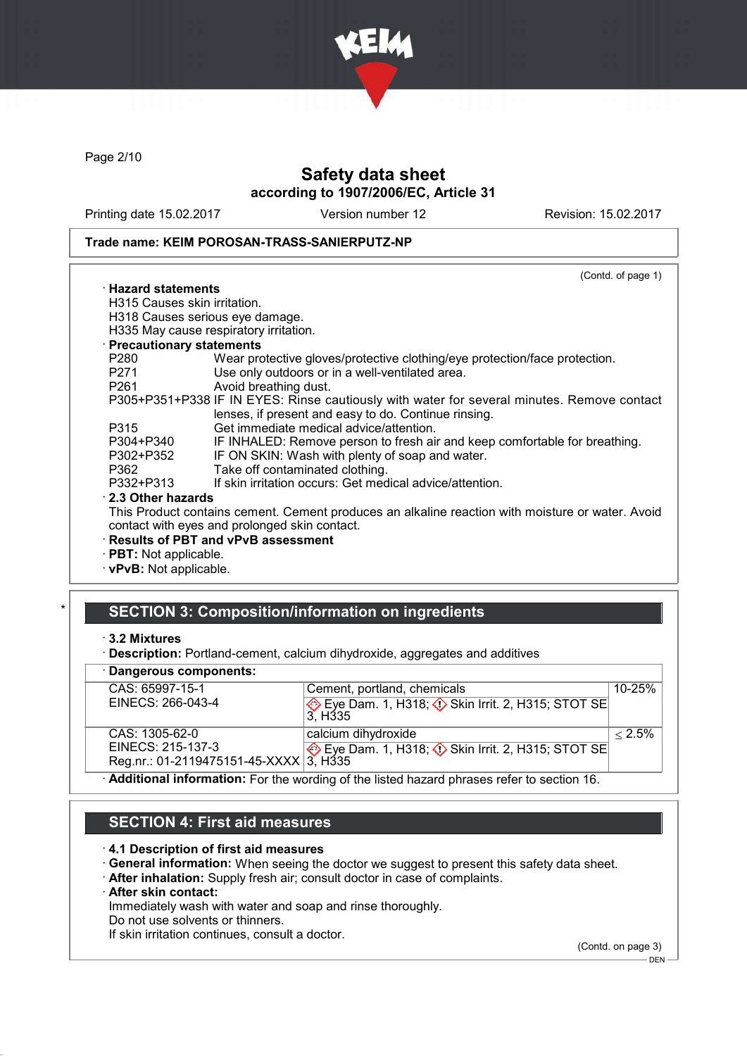**Safety data sheet**
**according to 1907/2006/EC, Article 31**

Printing date 15.02.2017 | Version number 12 | Revision: 15.02.2017

**Trade name: KEIM POROSAN-TRASS-SANIERPUTZ-NP**

(Contd. of page 1)

· **Hazard statements**
H315 Causes skin irritation.
H318 Causes serious eye damage.
H335 May cause respiratory irritation.

· **Precautionary statements**

| | |
|---|---|
| P280 | Wear protective gloves/protective clothing/eye protection/face protection. |
| P271 | Use only outdoors or in a well-ventilated area. |
| P261 | Avoid breathing dust. |
| P305+P351+P338 | IF IN EYES: Rinse cautiously with water for several minutes. Remove contact lenses, if present and easy to do. Continue rinsing. |
| P315 | Get immediate medical advice/attention. |
| P304+P340 | IF INHALED: Remove person to fresh air and keep comfortable for breathing. |
| P302+P352 | IF ON SKIN: Wash with plenty of soap and water. |
| P362 | Take off contaminated clothing. |
| P332+P313 | If skin irritation occurs: Get medical advice/attention. |

· **2.3 Other hazards**
This Product contains cement. Cement produces an alkaline reaction with moisture or water. Avoid contact with eyes and prolonged skin contact.

· **Results of PBT and vPvB assessment**
· **PBT:** Not applicable.
· **vPvB:** Not applicable.

## SECTION 3: Composition/information on ingredients

· **3.2 Mixtures**
· **Description:** Portland-cement, calcium dihydroxide, aggregates and additives

· **Dangerous components:**

| | | |
|---|---|---|
| CAS: 65997-15-1<br>EINECS: 266-043-4 | Cement, portland, chemicals<br>Eye Dam. 1, H318; Skin Irrit. 2, H315; STOT SE 3, H335 | 10-25% |
| CAS: 1305-62-0<br>EINECS: 215-137-3<br>Reg.nr.: 01-2119475151-45-XXXX | calcium dihydroxide<br>Eye Dam. 1, H318; Skin Irrit. 2, H315; STOT SE 3, H335 | ≤ 2.5% |

· **Additional information:** For the wording of the listed hazard phrases refer to section 16.

## SECTION 4: First aid measures

· **4.1 Description of first aid measures**
· **General information:** When seeing the doctor we suggest to present this safety data sheet.
· **After inhalation:** Supply fresh air; consult doctor in case of complaints.
· **After skin contact:**
Immediately wash with water and soap and rinse thoroughly.
Do not use solvents or thinners.
If skin irritation continues, consult a doctor.

(Contd. on page 3)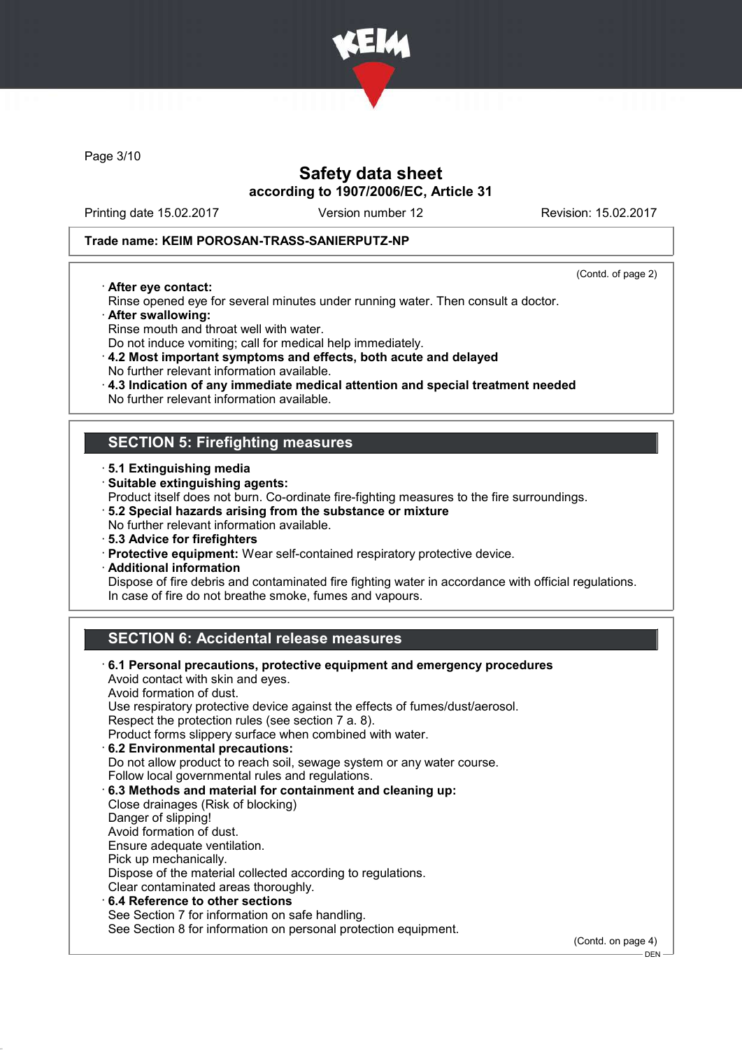Trade name: KEIM POROSAN-TRASS-SANIERPUTZ-NP

(Contd. of page 2)

· **After eye contact:**
Rinse opened eye for several minutes under running water. Then consult a doctor.
· **After swallowing:**
Rinse mouth and throat well with water.
Do not induce vomiting; call for medical help immediately.
· **4.2 Most important symptoms and effects, both acute and delayed**
No further relevant information available.
· **4.3 Indication of any immediate medical attention and special treatment needed**
No further relevant information available.

## SECTION 5: Firefighting measures

· **5.1 Extinguishing media**
· **Suitable extinguishing agents:**
Product itself does not burn. Co-ordinate fire-fighting measures to the fire surroundings.
· **5.2 Special hazards arising from the substance or mixture**
No further relevant information available.
· **5.3 Advice for firefighters**
· **Protective equipment:** Wear self-contained respiratory protective device.
· **Additional information**
Dispose of fire debris and contaminated fire fighting water in accordance with official regulations.
In case of fire do not breathe smoke, fumes and vapours.

## SECTION 6: Accidental release measures

· **6.1 Personal precautions, protective equipment and emergency procedures**
Avoid contact with skin and eyes.
Avoid formation of dust.
Use respiratory protective device against the effects of fumes/dust/aerosol.
Respect the protection rules (see section 7 a. 8).
Product forms slippery surface when combined with water.
· **6.2 Environmental precautions:**
Do not allow product to reach soil, sewage system or any water course.
Follow local governmental rules and regulations.
· **6.3 Methods and material for containment and cleaning up:**
Close drainages (Risk of blocking)
Danger of slipping!
Avoid formation of dust.
Ensure adequate ventilation.
Pick up mechanically.
Dispose of the material collected according to regulations.
Clear contaminated areas thoroughly.
· **6.4 Reference to other sections**
See Section 7 for information on safe handling.
See Section 8 for information on personal protection equipment.

(Contd. on page 4)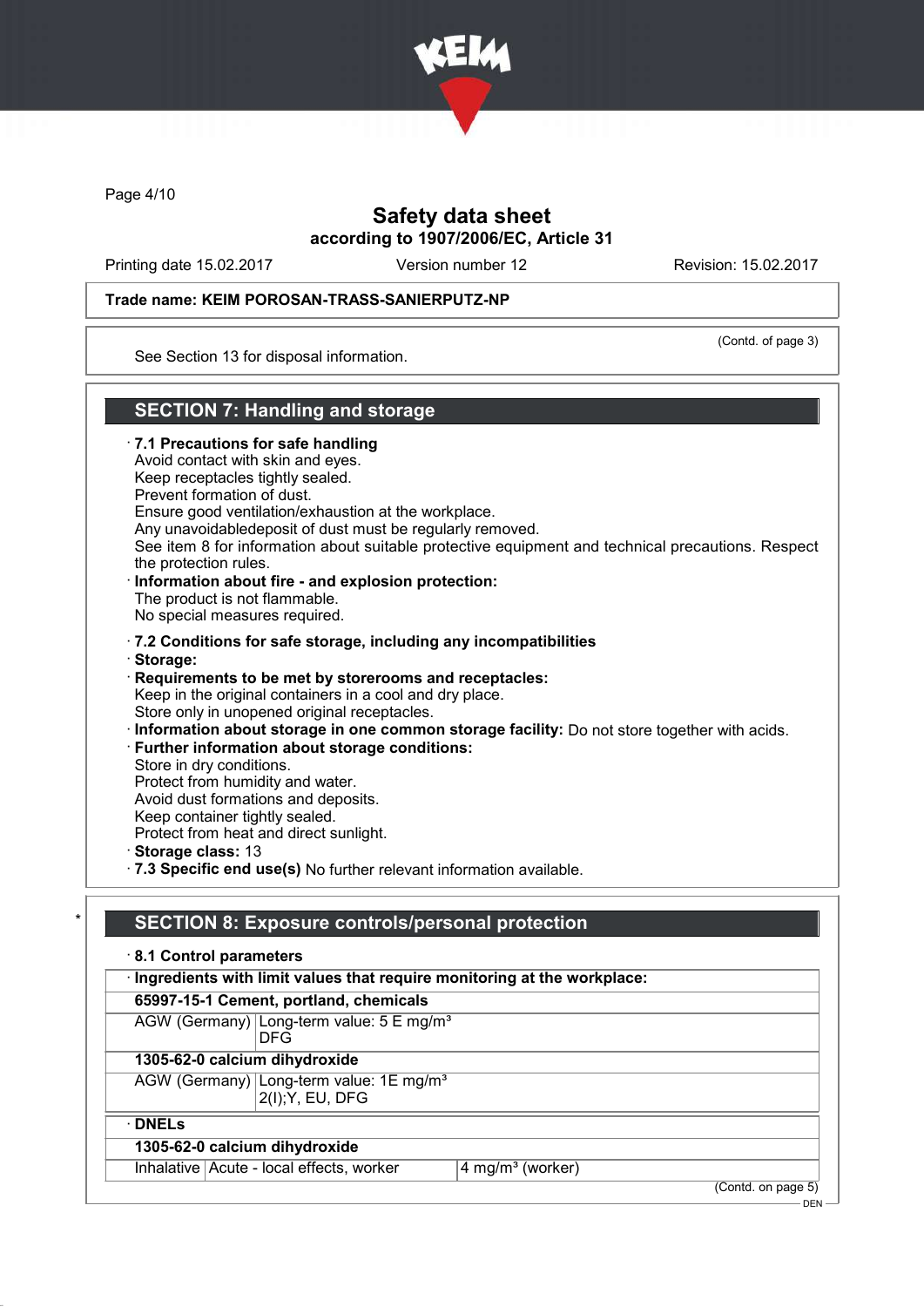Safety data sheet
according to 1907/2006/EC, Article 31

Printing date 15.02.2017 | Version number 12 | Revision: 15.02.2017

**Trade name: KEIM POROSAN-TRASS-SANIERPUTZ-NP**

(Contd. of page 3)

See Section 13 for disposal information.

## SECTION 7: Handling and storage

· **7.1 Precautions for safe handling**
Avoid contact with skin and eyes.
Keep receptacles tightly sealed.
Prevent formation of dust.
Ensure good ventilation/exhaustion at the workplace.
Any unavoidabledeposit of dust must be regularly removed.
See item 8 for information about suitable protective equipment and technical precautions. Respect the protection rules.

· **Information about fire - and explosion protection:**
The product is not flammable.
No special measures required.

· **7.2 Conditions for safe storage, including any incompatibilities**

· **Storage:**

· **Requirements to be met by storerooms and receptacles:**
Keep in the original containers in a cool and dry place.
Store only in unopened original receptacles.

· **Information about storage in one common storage facility:** Do not store together with acids.

· **Further information about storage conditions:**
Store in dry conditions.
Protect from humidity and water.
Avoid dust formations and deposits.
Keep container tightly sealed.
Protect from heat and direct sunlight.

· **Storage class:** 13

· **7.3 Specific end use(s)** No further relevant information available.

## * SECTION 8: Exposure controls/personal protection

· **8.1 Control parameters**

| · **Ingredients with limit values that require monitoring at the workplace:** | |
|---|---|
| **65997-15-1 Cement, portland, chemicals** | |
| AGW (Germany) | Long-term value: 5 E mg/m³<br>DFG |
| **1305-62-0 calcium dihydroxide** | |
| AGW (Germany) | Long-term value: 1E mg/m³<br>2(I);Y, EU, DFG |

| · **DNELs** | | |
|---|---|---|
| **1305-62-0 calcium dihydroxide** | | |
| Inhalative | Acute - local effects, worker | 4 mg/m³ (worker) |

(Contd. on page 5)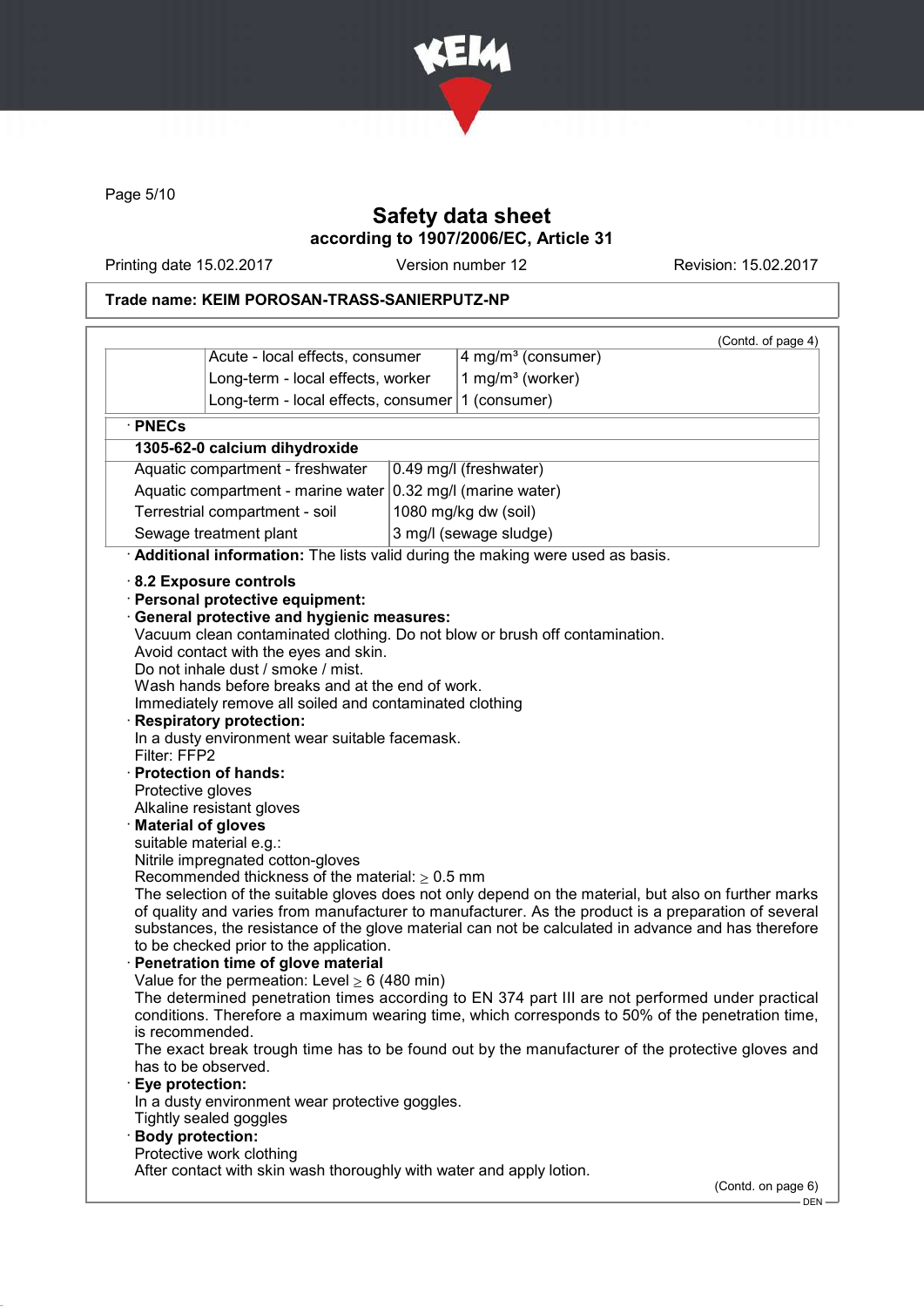(Contd. of page 4)

| | | |
|---|---|---|
| | Acute - local effects, consumer | 4 mg/m³ (consumer) |
| | Long-term - local effects, worker | 1 mg/m³ (worker) |
| | Long-term - local effects, consumer | 1 (consumer) |

· **PNECs**

| **1305-62-0 calcium dihydroxide** | |
|---|---|
| Aquatic compartment - freshwater | 0.49 mg/l (freshwater) |
| Aquatic compartment - marine water | 0.32 mg/l (marine water) |
| Terrestrial compartment - soil | 1080 mg/kg dw (soil) |
| Sewage treatment plant | 3 mg/l (sewage sludge) |

· **Additional information:** The lists valid during the making were used as basis.

· **8.2 Exposure controls**

· **Personal protective equipment:**

· **General protective and hygienic measures:**
Vacuum clean contaminated clothing. Do not blow or brush off contamination.
Avoid contact with the eyes and skin.
Do not inhale dust / smoke / mist.
Wash hands before breaks and at the end of work.
Immediately remove all soiled and contaminated clothing

· **Respiratory protection:**
In a dusty environment wear suitable facemask.
Filter: FFP2

· **Protection of hands:**
Protective gloves
Alkaline resistant gloves

· **Material of gloves**
suitable material e.g.:
Nitrile impregnated cotton-gloves
Recommended thickness of the material: ≥ 0.5 mm
The selection of the suitable gloves does not only depend on the material, but also on further marks of quality and varies from manufacturer to manufacturer. As the product is a preparation of several substances, the resistance of the glove material can not be calculated in advance and has therefore to be checked prior to the application.

· **Penetration time of glove material**
Value for the permeation: Level ≥ 6 (480 min)
The determined penetration times according to EN 374 part III are not performed under practical conditions. Therefore a maximum wearing time, which corresponds to 50% of the penetration time, is recommended.
The exact break trough time has to be found out by the manufacturer of the protective gloves and has to be observed.

· **Eye protection:**
In a dusty environment wear protective goggles.
Tightly sealed goggles

· **Body protection:**
Protective work clothing
After contact with skin wash thoroughly with water and apply lotion.

(Contd. on page 6)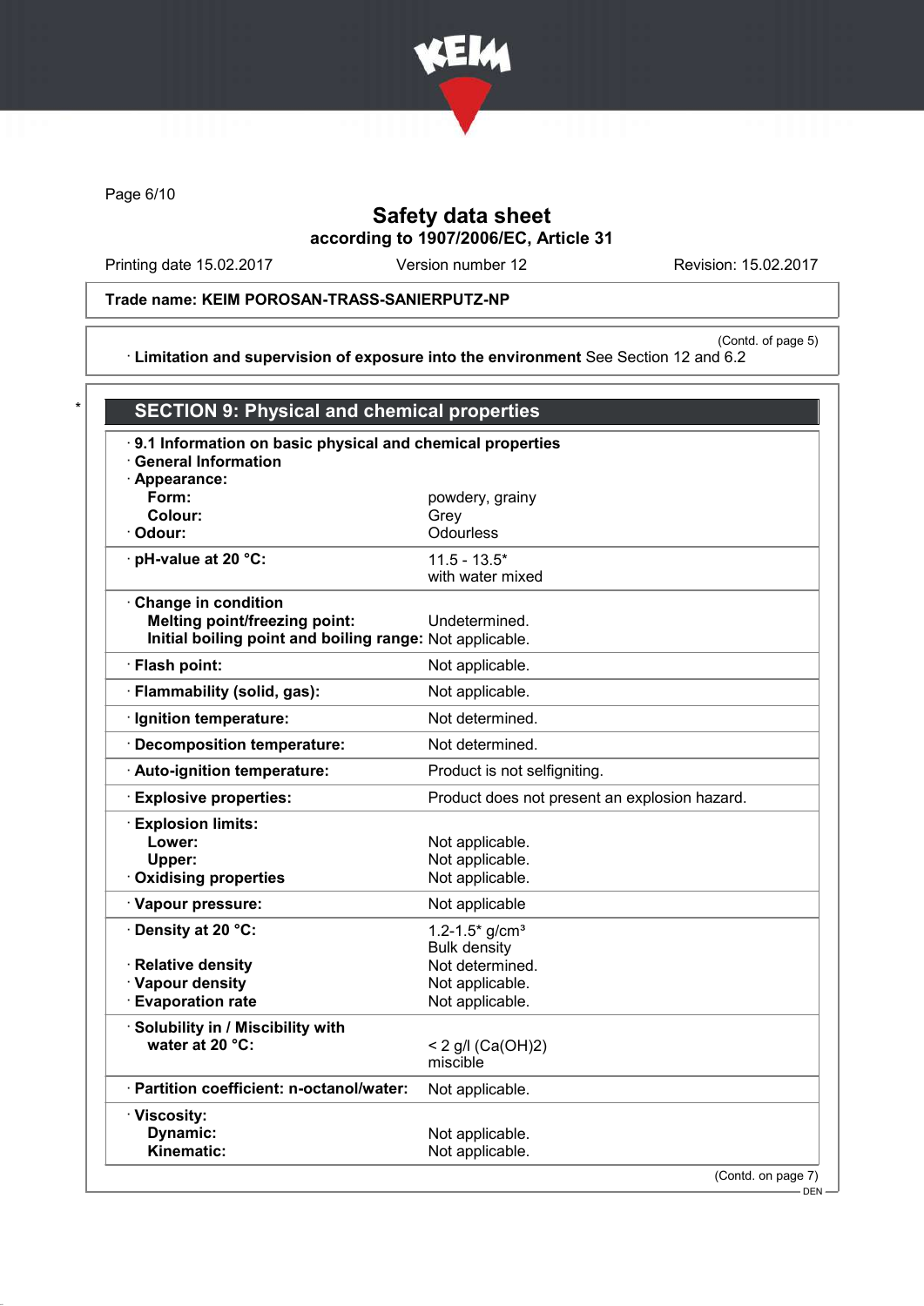Trade name: KEIM POROSAN-TRASS-SANIERPUTZ-NP

(Contd. of page 5)

· **Limitation and supervision of exposure into the environment** See Section 12 and 6.2

\*

## SECTION 9: Physical and chemical properties

· **9.1 Information on basic physical and chemical properties**

· **General Information**

| | |
|---|---|
| · **Appearance:** | |
| **Form:** | powdery, grainy |
| **Colour:** | Grey |
| · **Odour:** | Odourless |
| · **pH-value at 20 °C:** | 11.5 - 13.5\* with water mixed |
| · **Change in condition** | |
| **Melting point/freezing point:** | Undetermined. |
| **Initial boiling point and boiling range:** | Not applicable. |
| · **Flash point:** | Not applicable. |
| · **Flammability (solid, gas):** | Not applicable. |
| · **Ignition temperature:** | Not determined. |
| · **Decomposition temperature:** | Not determined. |
| · **Auto-ignition temperature:** | Product is not selfigniting. |
| · **Explosive properties:** | Product does not present an explosion hazard. |
| · **Explosion limits:** | |
| **Lower:** | Not applicable. |
| **Upper:** | Not applicable. |
| · **Oxidising properties** | Not applicable. |
| · **Vapour pressure:** | Not applicable |
| · **Density at 20 °C:** | 1.2-1.5\* g/cm³ Bulk density |
| · **Relative density** | Not determined. |
| · **Vapour density** | Not applicable. |
| · **Evaporation rate** | Not applicable. |
| · **Solubility in / Miscibility with** | |
| **water at 20 °C:** | < 2 g/l ($Ca(OH)_2$) miscible |
| · **Partition coefficient: n-octanol/water:** | Not applicable. |
| · **Viscosity:** | |
| **Dynamic:** | Not applicable. |
| **Kinematic:** | Not applicable. |

(Contd. on page 7)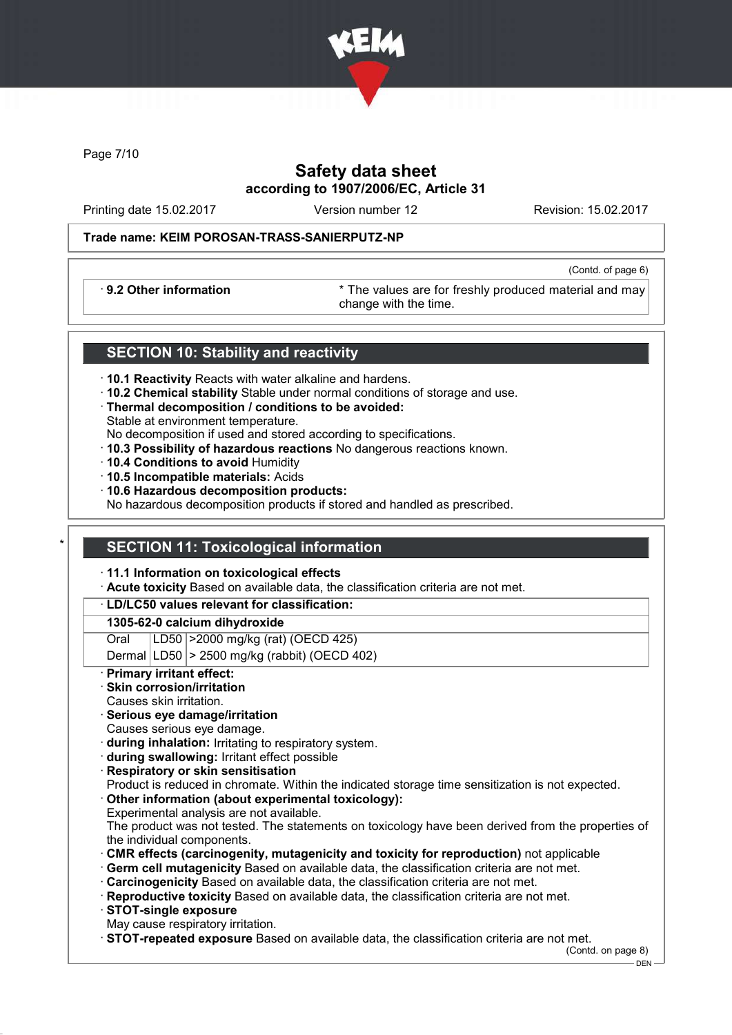# Safety data sheet
**according to 1907/2006/EC, Article 31**

Printing date 15.02.2017 | Version number 12 | Revision: 15.02.2017

**Trade name: KEIM POROSAN-TRASS-SANIERPUTZ-NP**

(Contd. of page 6)

| | |
|---|---|
| · **9.2 Other information** | * The values are for freshly produced material and may change with the time. |

## SECTION 10: Stability and reactivity

· **10.1 Reactivity** Reacts with water alkaline and hardens.
· **10.2 Chemical stability** Stable under normal conditions of storage and use.
· **Thermal decomposition / conditions to be avoided:**
Stable at environment temperature.
No decomposition if used and stored according to specifications.
· **10.3 Possibility of hazardous reactions** No dangerous reactions known.
· **10.4 Conditions to avoid** Humidity
· **10.5 Incompatible materials:** Acids
· **10.6 Hazardous decomposition products:**
No hazardous decomposition products if stored and handled as prescribed.

## * SECTION 11: Toxicological information

· **11.1 Information on toxicological effects**
· **Acute toxicity** Based on available data, the classification criteria are not met.

| · **LD/LC50 values relevant for classification:** | | |
|---|---|---|
| **1305-62-0 calcium dihydroxide** | | |
| Oral | LD50 | >2000 mg/kg (rat) (OECD 425) |
| Dermal | LD50 | > 2500 mg/kg (rabbit) (OECD 402) |

· **Primary irritant effect:**
· **Skin corrosion/irritation**
Causes skin irritation.
· **Serious eye damage/irritation**
Causes serious eye damage.
· **during inhalation:** Irritating to respiratory system.
· **during swallowing:** Irritant effect possible
· **Respiratory or skin sensitisation**
Product is reduced in chromate. Within the indicated storage time sensitization is not expected.
· **Other information (about experimental toxicology):**
Experimental analysis are not available.
The product was not tested. The statements on toxicology have been derived from the properties of the individual components.
· **CMR effects (carcinogenity, mutagenicity and toxicity for reproduction)** not applicable
· **Germ cell mutagenicity** Based on available data, the classification criteria are not met.
· **Carcinogenicity** Based on available data, the classification criteria are not met.
· **Reproductive toxicity** Based on available data, the classification criteria are not met.
· **STOT-single exposure**
May cause respiratory irritation.
· **STOT-repeated exposure** Based on available data, the classification criteria are not met.

(Contd. on page 8)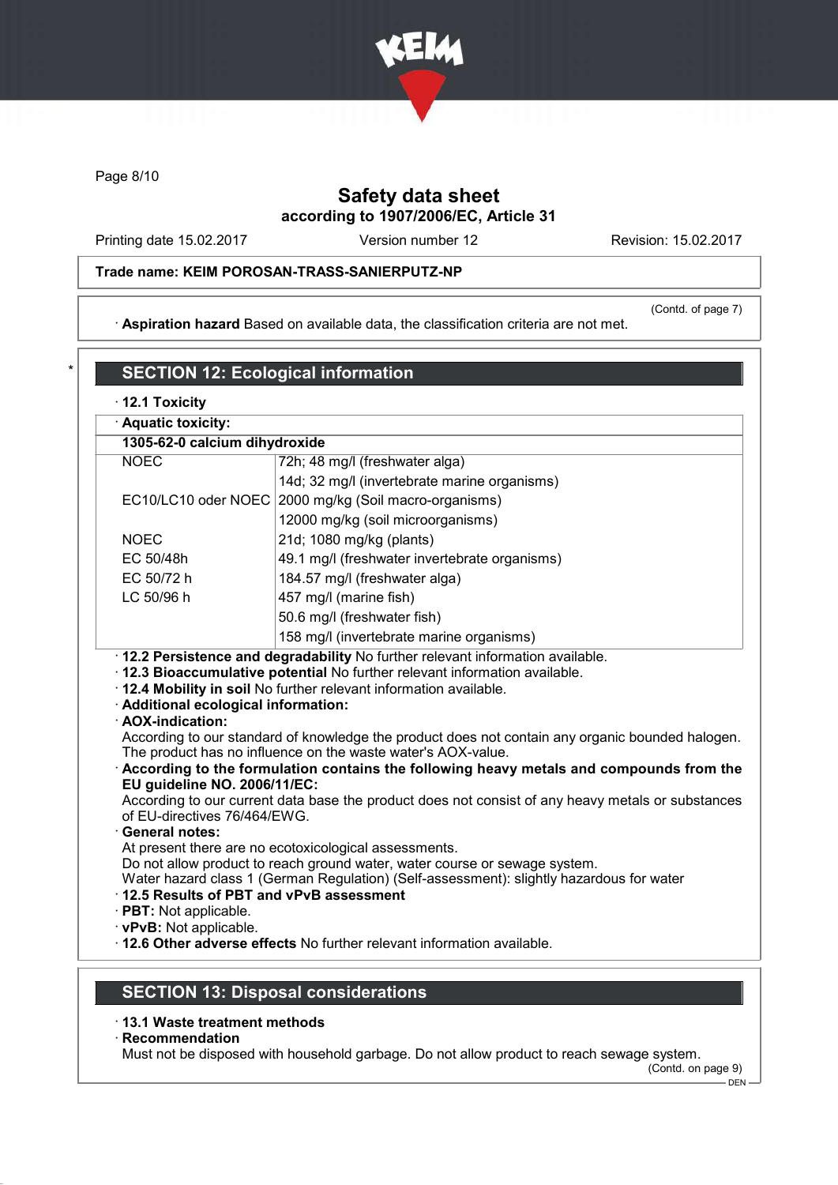Trade name: KEIM POROSAN-TRASS-SANIERPUTZ-NP

(Contd. of page 7)

· **Aspiration hazard** Based on available data, the classification criteria are not met.

## SECTION 12: Ecological information

· **12.1 Toxicity**

· **Aquatic toxicity:**

| **1305-62-0 calcium dihydroxide** | |
|---|---|
| NOEC | 72h; 48 mg/l (freshwater alga) |
| | 14d; 32 mg/l (invertebrate marine organisms) |
| EC10/LC10 oder NOEC | 2000 mg/kg (Soil macro-organisms) |
| | 12000 mg/kg (soil microorganisms) |
| NOEC | 21d; 1080 mg/kg (plants) |
| EC 50/48h | 49.1 mg/l (freshwater invertebrate organisms) |
| EC 50/72 h | 184.57 mg/l (freshwater alga) |
| LC 50/96 h | 457 mg/l (marine fish) |
| | 50.6 mg/l (freshwater fish) |
| | 158 mg/l (invertebrate marine organisms) |

· **12.2 Persistence and degradability** No further relevant information available.

· **12.3 Bioaccumulative potential** No further relevant information available.

· **12.4 Mobility in soil** No further relevant information available.

· **Additional ecological information:**

· **AOX-indication:**

According to our standard of knowledge the product does not contain any organic bounded halogen. The product has no influence on the waste water's AOX-value.

· **According to the formulation contains the following heavy metals and compounds from the EU guideline NO. 2006/11/EC:**

According to our current data base the product does not consist of any heavy metals or substances of EU-directives 76/464/EWG.

· **General notes:**

At present there are no ecotoxicological assessments.

Do not allow product to reach ground water, water course or sewage system.

Water hazard class 1 (German Regulation) (Self-assessment): slightly hazardous for water

· **12.5 Results of PBT and vPvB assessment**

· **PBT:** Not applicable.

· **vPvB:** Not applicable.

· **12.6 Other adverse effects** No further relevant information available.

## SECTION 13: Disposal considerations

· **13.1 Waste treatment methods**

· **Recommendation**

Must not be disposed with household garbage. Do not allow product to reach sewage system.

(Contd. on page 9)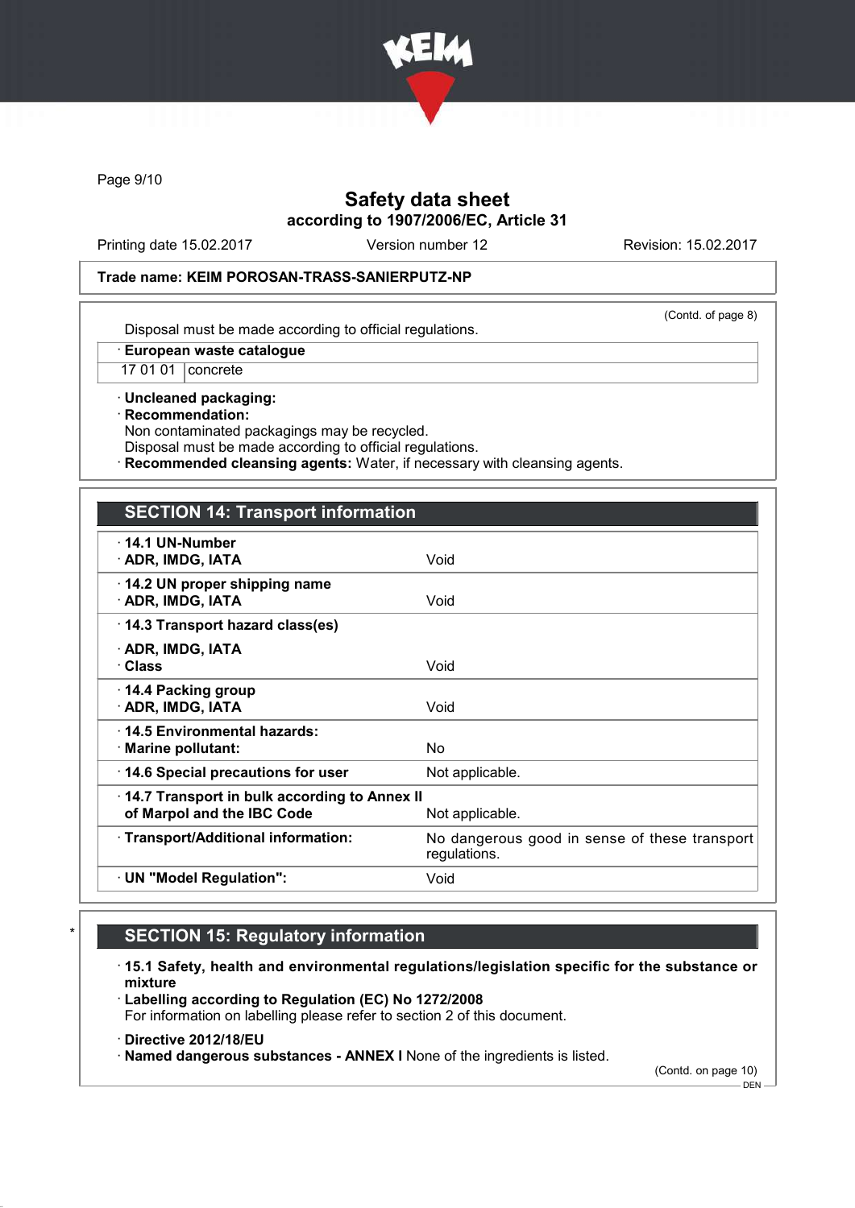(Contd. of page 8)

Disposal must be made according to official regulations.

| · European waste catalogue | |
| --- | --- |
| 17 01 01 | concrete |

· **Uncleaned packaging:**
· **Recommendation:**
Non contaminated packagings may be recycled.
Disposal must be made according to official regulations.
· **Recommended cleansing agents:** Water, if necessary with cleansing agents.

## SECTION 14: Transport information

| | |
| --- | --- |
| · **14.1 UN-Number** · **ADR, IMDG, IATA** | Void |
| · **14.2 UN proper shipping name** · **ADR, IMDG, IATA** | Void |
| · **14.3 Transport hazard class(es)** · **ADR, IMDG, IATA** · **Class** | Void |
| · **14.4 Packing group** · **ADR, IMDG, IATA** | Void |
| · **14.5 Environmental hazards:** · **Marine pollutant:** | No |
| · **14.6 Special precautions for user** | Not applicable. |
| · **14.7 Transport in bulk according to Annex II of Marpol and the IBC Code** | Not applicable. |
| · **Transport/Additional information:** | No dangerous good in sense of these transport regulations. |
| · **UN "Model Regulation":** | Void |

## * SECTION 15: Regulatory information

· **15.1 Safety, health and environmental regulations/legislation specific for the substance or mixture**
· **Labelling according to Regulation (EC) No 1272/2008**
For information on labelling please refer to section 2 of this document.

· **Directive 2012/18/EU**
· **Named dangerous substances - ANNEX I** None of the ingredients is listed.

(Contd. on page 10)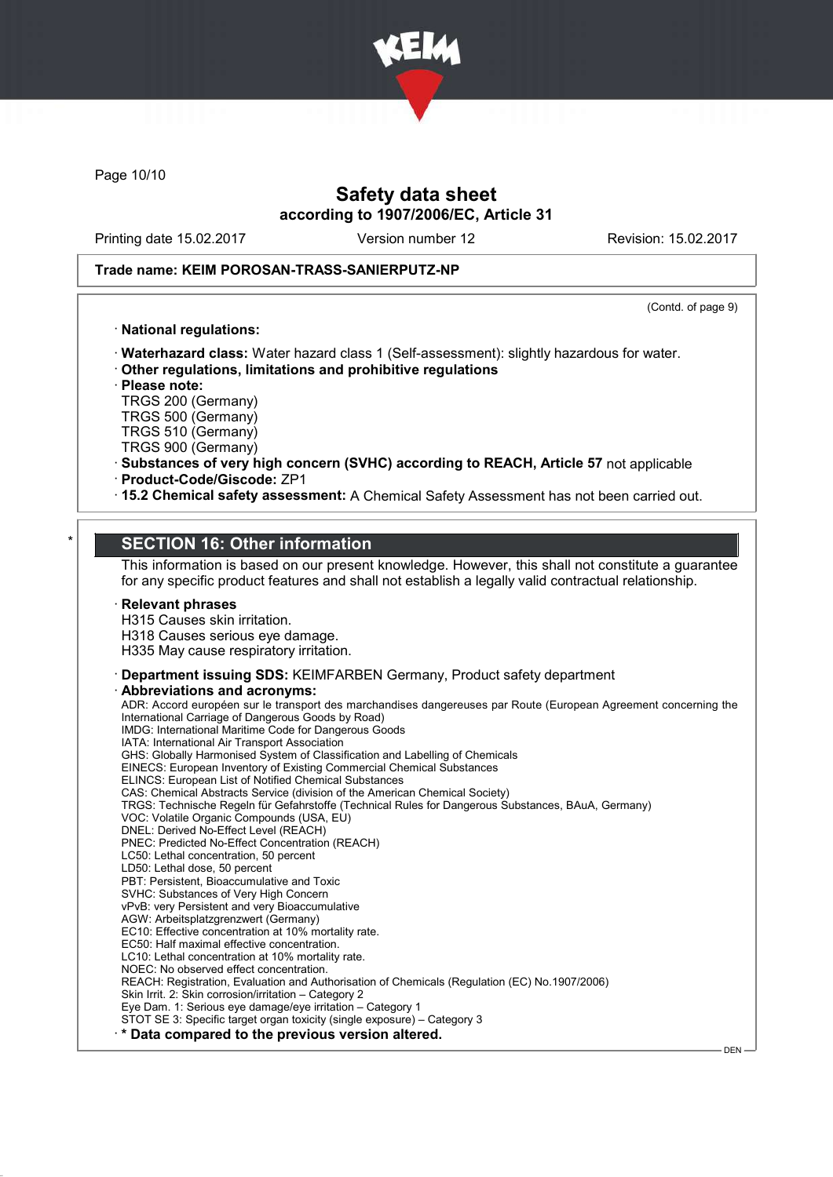(Contd. of page 9)

· **National regulations:**

· **Waterhazard class:** Water hazard class 1 (Self-assessment): slightly hazardous for water.
· **Other regulations, limitations and prohibitive regulations**
· **Please note:**
TRGS 200 (Germany)
TRGS 500 (Germany)
TRGS 510 (Germany)
TRGS 900 (Germany)
· **Substances of very high concern (SVHC) according to REACH, Article 57** not applicable
· **Product-Code/Giscode:** ZP1
· **15.2 Chemical safety assessment:** A Chemical Safety Assessment has not been carried out.

## * SECTION 16: Other information

This information is based on our present knowledge. However, this shall not constitute a guarantee for any specific product features and shall not establish a legally valid contractual relationship.

· **Relevant phrases**
H315 Causes skin irritation.
H318 Causes serious eye damage.
H335 May cause respiratory irritation.

· **Department issuing SDS:** KEIMFARBEN Germany, Product safety department
· **Abbreviations and acronyms:**
ADR: Accord européen sur le transport des marchandises dangereuses par Route (European Agreement concerning the International Carriage of Dangerous Goods by Road)
IMDG: International Maritime Code for Dangerous Goods
IATA: International Air Transport Association
GHS: Globally Harmonised System of Classification and Labelling of Chemicals
EINECS: European Inventory of Existing Commercial Chemical Substances
ELINCS: European List of Notified Chemical Substances
CAS: Chemical Abstracts Service (division of the American Chemical Society)
TRGS: Technische Regeln für Gefahrstoffe (Technical Rules for Dangerous Substances, BAuA, Germany)
VOC: Volatile Organic Compounds (USA, EU)
DNEL: Derived No-Effect Level (REACH)
PNEC: Predicted No-Effect Concentration (REACH)
LC50: Lethal concentration, 50 percent
LD50: Lethal dose, 50 percent
PBT: Persistent, Bioaccumulative and Toxic
SVHC: Substances of Very High Concern
vPvB: very Persistent and very Bioaccumulative
AGW: Arbeitsplatzgrenzwert (Germany)
EC10: Effective concentration at 10% mortality rate.
EC50: Half maximal effective concentration.
LC10: Lethal concentration at 10% mortality rate.
NOEC: No observed effect concentration.
REACH: Registration, Evaluation and Authorisation of Chemicals (Regulation (EC) No.1907/2006)
Skin Irrit. 2: Skin corrosion/irritation – Category 2
Eye Dam. 1: Serious eye damage/eye irritation – Category 1
STOT SE 3: Specific target organ toxicity (single exposure) – Category 3
· **\* Data compared to the previous version altered.**